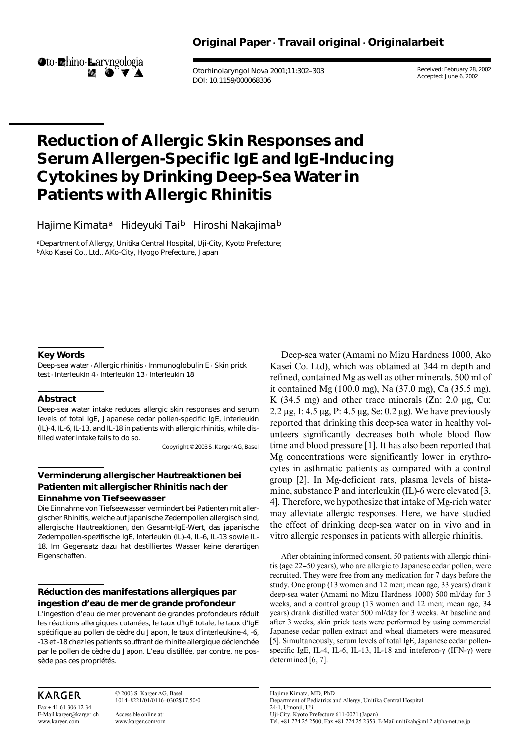**Original Paper · Travail original · Originalarbeit**

Received: February 28, 2002
Accepted: June 6, 2002

# Reduction of Allergic Skin Responses and Serum Allergen-Specific IgE and IgE-Inducing Cytokines by Drinking Deep-Sea Water in Patients with Allergic Rhinitis

Hajime Kimata[a] Hideyuki Tai[b] Hiroshi Nakajima[b]

[a]Department of Allergy, Unitika Central Hospital, Uji-City, Kyoto Prefecture;
[b]Ako Kasei Co., Ltd., AKo-City, Hyogo Prefecture, Japan

### Key Words

Deep-sea water · Allergic rhinitis · Immunoglobulin E · Skin prick test · Interleukin 4 · Interleukin 13 · Interleukin 18

### Abstract

Deep-sea water intake reduces allergic skin responses and serum levels of total IgE, Japanese cedar pollen-specific IgE, interleukin (IL)-4, IL-6, IL-13, and IL-18 in patients with allergic rhinitis, while distilled water intake fails to do so.

Copyright © 2003 S. Karger AG, Basel

### Verminderung allergischer Hautreaktionen bei Patienten mit allergischer Rhinitis nach der Einnahme von Tiefseewasser

Die Einnahme von Tiefseewasser vermindert bei Patienten mit allergischer Rhinitis, welche auf japanische Zedernpollen allergisch sind, allergische Hautreaktionen, den Gesamt-IgE-Wert, das japanische Zedernpollen-spezifische IgE, Interleukin (IL)-4, IL-6, IL-13 sowie IL-18. Im Gegensatz dazu hat destilliertes Wasser keine derartigen Eigenschaften.

### Réduction des manifestations allergiques par ingestion d'eau de mer de grande profondeur

L'ingestion d'eau de mer provenant de grandes profondeurs réduit les réactions allergiques cutanées, le taux d'IgE totale, le taux d'IgE spécifique au pollen de cèdre du Japon, le taux d'interleukine-4, -6, -13 et -18 chez les patients souffrant de rhinite allergique déclenchée par le pollen de cèdre du Japon. L'eau distillée, par contre, ne possède pas ces propriétés.

Deep-sea water (Amami no Mizu Hardness 1000, Ako Kasei Co. Ltd), which was obtained at 344 m depth and refined, contained Mg as well as other minerals. 500 ml of it contained Mg (100.0 mg), Na (37.0 mg), Ca (35.5 mg), K (34.5 mg) and other trace minerals (Zn: 2.0 µg, Cu: 2.2 µg, I: 4.5 µg, P: 4.5 µg, Se: 0.2 µg). We have previously reported that drinking this deep-sea water in healthy volunteers significantly decreases both whole blood flow time and blood pressure [1]. It has also been reported that Mg concentrations were significantly lower in erythrocytes in asthmatic patients as compared with a control group [2]. In Mg-deficient rats, plasma levels of histamine, substance P and interleukin (IL)-6 were elevated [3, 4]. Therefore, we hypothesize that intake of Mg-rich water may alleviate allergic responses. Here, we have studied the effect of drinking deep-sea water on in vivo and in vitro allergic responses in patients with allergic rhinitis.

After obtaining informed consent, 50 patients with allergic rhinitis (age 22–50 years), who are allergic to Japanese cedar pollen, were recruited. They were free from any medication for 7 days before the study. One group (13 women and 12 men; mean age, 33 years) drank deep-sea water (Amami no Mizu Hardness 1000) 500 ml/day for 3 weeks, and a control group (13 women and 12 men; mean age, 34 years) drank distilled water 500 ml/day for 3 weeks. At baseline and after 3 weeks, skin prick tests were performed by using commercial Japanese cedar pollen extract and wheal diameters were measured [5]. Simultaneously, serum levels of total IgE, Japanese cedar pollen-specific IgE, IL-4, IL-6, IL-13, IL-18 and inteferon-γ (IFN-γ) were determined [6, 7].

Hajime Kimata, MD, PhD
Department of Pediatrics and Allergy, Unitika Central Hospital
24-1, Umonji, Uji
Uji-City, Kyoto Prefecture 611-0021 (Japan)
Tel. +81 774 25 2500, Fax +81 774 25 2353, E-Mail unitikah@m12.alpha-net.ne.jp

© 2003 S. Karger AG, Basel
1014–8221/01/0116–0302$17.50/0

Accessible online at:
www.karger.com/orn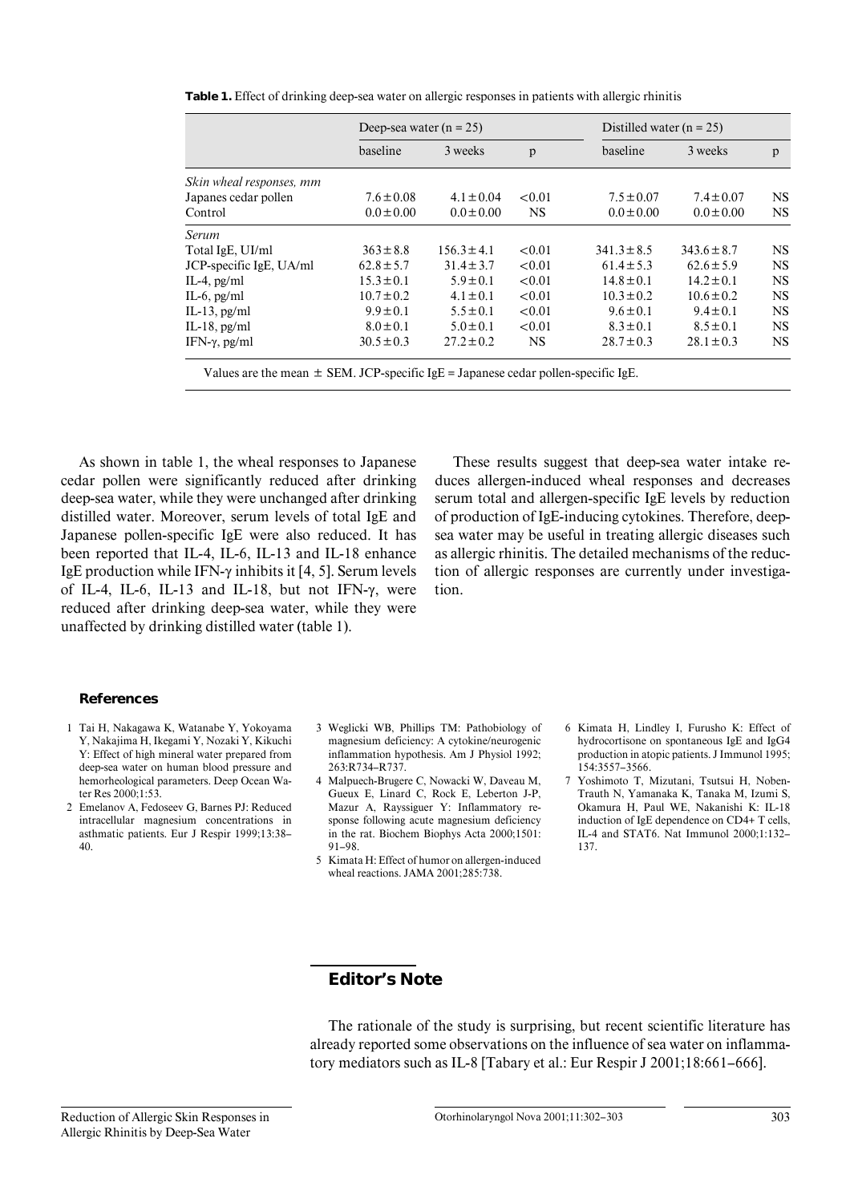**Table 1.** Effect of drinking deep-sea water on allergic responses in patients with allergic rhinitis

| | Deep-sea water (n = 25) | | | Distilled water (n = 25) | | |
|---|---|---|---|---|---|---|
| | baseline | 3 weeks | p | baseline | 3 weeks | p |
| *Skin wheal responses, mm* | | | | | | |
| Japanes cedar pollen | 7.6 ± 0.08 | 4.1 ± 0.04 | <0.01 | 7.5 ± 0.07 | 7.4 ± 0.07 | NS |
| Control | 0.0 ± 0.00 | 0.0 ± 0.00 | NS | 0.0 ± 0.00 | 0.0 ± 0.00 | NS |
| *Serum* | | | | | | |
| Total IgE, UI/ml | 363 ± 8.8 | 156.3 ± 4.1 | <0.01 | 341.3 ± 8.5 | 343.6 ± 8.7 | NS |
| JCP-specific IgE, UA/ml | 62.8 ± 5.7 | 31.4 ± 3.7 | <0.01 | 61.4 ± 5.3 | 62.6 ± 5.9 | NS |
| IL-4, pg/ml | 15.3 ± 0.1 | 5.9 ± 0.1 | <0.01 | 14.8 ± 0.1 | 14.2 ± 0.1 | NS |
| IL-6, pg/ml | 10.7 ± 0.2 | 4.1 ± 0.1 | <0.01 | 10.3 ± 0.2 | 10.6 ± 0.2 | NS |
| IL-13, pg/ml | 9.9 ± 0.1 | 5.5 ± 0.1 | <0.01 | 9.6 ± 0.1 | 9.4 ± 0.1 | NS |
| IL-18, pg/ml | 8.0 ± 0.1 | 5.0 ± 0.1 | <0.01 | 8.3 ± 0.1 | 8.5 ± 0.1 | NS |
| IFN-γ, pg/ml | 30.5 ± 0.3 | 27.2 ± 0.2 | NS | 28.7 ± 0.3 | 28.1 ± 0.3 | NS |

Values are the mean ± SEM. JCP-specific IgE = Japanese cedar pollen-specific IgE.

As shown in table 1, the wheal responses to Japanese cedar pollen were significantly reduced after drinking deep-sea water, while they were unchanged after drinking distilled water. Moreover, serum levels of total IgE and Japanese pollen-specific IgE were also reduced. It has been reported that IL-4, IL-6, IL-13 and IL-18 enhance IgE production while IFN-γ inhibits it [4, 5]. Serum levels of IL-4, IL-6, IL-13 and IL-18, but not IFN-γ, were reduced after drinking deep-sea water, while they were unaffected by drinking distilled water (table 1).

These results suggest that deep-sea water intake reduces allergen-induced wheal responses and decreases serum total and allergen-specific IgE levels by reduction of production of IgE-inducing cytokines. Therefore, deep-sea water may be useful in treating allergic diseases such as allergic rhinitis. The detailed mechanisms of the reduction of allergic responses are currently under investigation.

## References

1. Tai H, Nakagawa K, Watanabe Y, Yokoyama Y, Nakajima H, Ikegami Y, Nozaki Y, Kikuchi Y: Effect of high mineral water prepared from deep-sea water on human blood pressure and hemorheological parameters. Deep Ocean Water Res 2000;1:53.
2. Emelanov A, Fedoseev G, Barnes PJ: Reduced intracellular magnesium concentrations in asthmatic patients. Eur J Respir 1999;13:38–40.
3. Weglicki WB, Phillips TM: Pathobiology of magnesium deficiency: A cytokine/neurogenic inflammation hypothesis. Am J Physiol 1992; 263:R734–R737.
4. Malpuech-Brugere C, Nowacki W, Daveau M, Gueux E, Linard C, Rock E, Leberton J-P, Mazur A, Rayssiguer Y: Inflammatory response following acute magnesium deficiency in the rat. Biochem Biophys Acta 2000;1501: 91–98.
5. Kimata H: Effect of humor on allergen-induced wheal reactions. JAMA 2001;285:738.
6. Kimata H, Lindley I, Furusho K: Effect of hydrocortisone on spontaneous IgE and IgG4 production in atopic patients. J Immunol 1995; 154:3557–3566.
7. Yoshimoto T, Mizutani, Tsutsui H, Noben-Trauth N, Yamanaka K, Tanaka M, Izumi S, Okamura H, Paul WE, Nakanishi K: IL-18 induction of IgE dependence on CD4+ T cells, IL-4 and STAT6. Nat Immunol 2000;1:132–137.

## Editor's Note

The rationale of the study is surprising, but recent scientific literature has already reported some observations on the influence of sea water on inflammatory mediators such as IL-8 [Tabary et al.: Eur Respir J 2001;18:661–666].